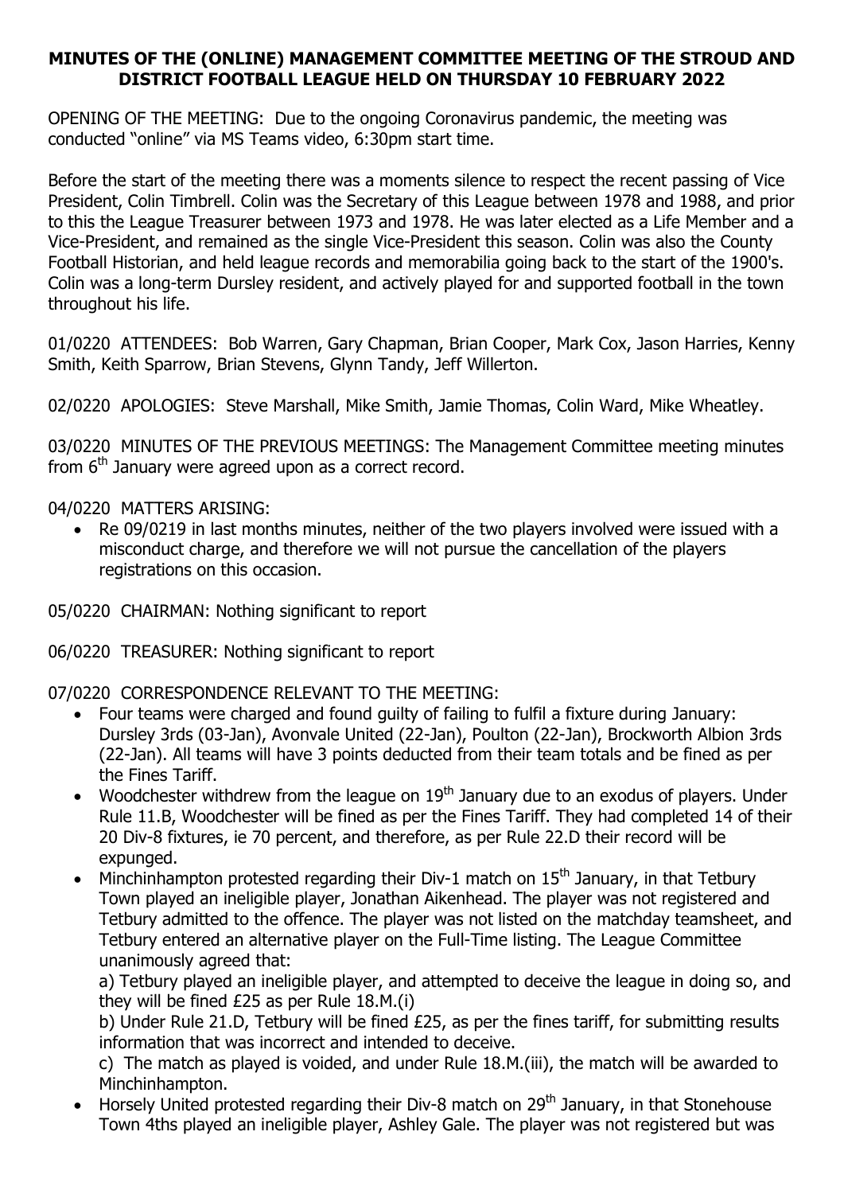**MINUTES OF THE (ONLINE) MANAGEMENT COMMITTEE MEETING OF THE STROUD AND DISTRICT FOOTBALL LEAGUE HELD ON THURSDAY 10 FEBRUARY 2022**

OPENING OF THE MEETING: Due to the ongoing Coronavirus pandemic, the meeting was conducted "online" via MS Teams video, 6:30pm start time.

Before the start of the meeting there was a moments silence to respect the recent passing of Vice President, Colin Timbrell. Colin was the Secretary of this League between 1978 and 1988, and prior to this the League Treasurer between 1973 and 1978. He was later elected as a Life Member and a Vice-President, and remained as the single Vice-President this season. Colin was also the County Football Historian, and held league records and memorabilia going back to the start of the 1900's. Colin was a long-term Dursley resident, and actively played for and supported football in the town throughout his life.

01/0220 ATTENDEES: Bob Warren, Gary Chapman, Brian Cooper, Mark Cox, Jason Harries, Kenny Smith, Keith Sparrow, Brian Stevens, Glynn Tandy, Jeff Willerton.

02/0220 APOLOGIES: Steve Marshall, Mike Smith, Jamie Thomas, Colin Ward, Mike Wheatley.

03/0220 MINUTES OF THE PREVIOUS MEETINGS: The Management Committee meeting minutes from 6th January were agreed upon as a correct record.

04/0220 MATTERS ARISING:

- Re 09/0219 in last months minutes, neither of the two players involved were issued with a misconduct charge, and therefore we will not pursue the cancellation of the players registrations on this occasion.

05/0220 CHAIRMAN: Nothing significant to report

06/0220 TREASURER: Nothing significant to report

07/0220 CORRESPONDENCE RELEVANT TO THE MEETING:

- Four teams were charged and found guilty of failing to fulfil a fixture during January: Dursley 3rds (03-Jan), Avonvale United (22-Jan), Poulton (22-Jan), Brockworth Albion 3rds (22-Jan). All teams will have 3 points deducted from their team totals and be fined as per the Fines Tariff.
- Woodchester withdrew from the league on 19th January due to an exodus of players. Under Rule 11.B, Woodchester will be fined as per the Fines Tariff. They had completed 14 of their 20 Div-8 fixtures, ie 70 percent, and therefore, as per Rule 22.D their record will be expunged.
- Minchinhampton protested regarding their Div-1 match on 15th January, in that Tetbury Town played an ineligible player, Jonathan Aikenhead. The player was not registered and Tetbury admitted to the offence. The player was not listed on the matchday teamsheet, and Tetbury entered an alternative player on the Full-Time listing. The League Committee unanimously agreed that:

  a) Tetbury played an ineligible player, and attempted to deceive the league in doing so, and they will be fined £25 as per Rule 18.M.(i)

  b) Under Rule 21.D, Tetbury will be fined £25, as per the fines tariff, for submitting results information that was incorrect and intended to deceive.

  c) The match as played is voided, and under Rule 18.M.(iii), the match will be awarded to Minchinhampton.
- Horsely United protested regarding their Div-8 match on 29th January, in that Stonehouse Town 4ths played an ineligible player, Ashley Gale. The player was not registered but was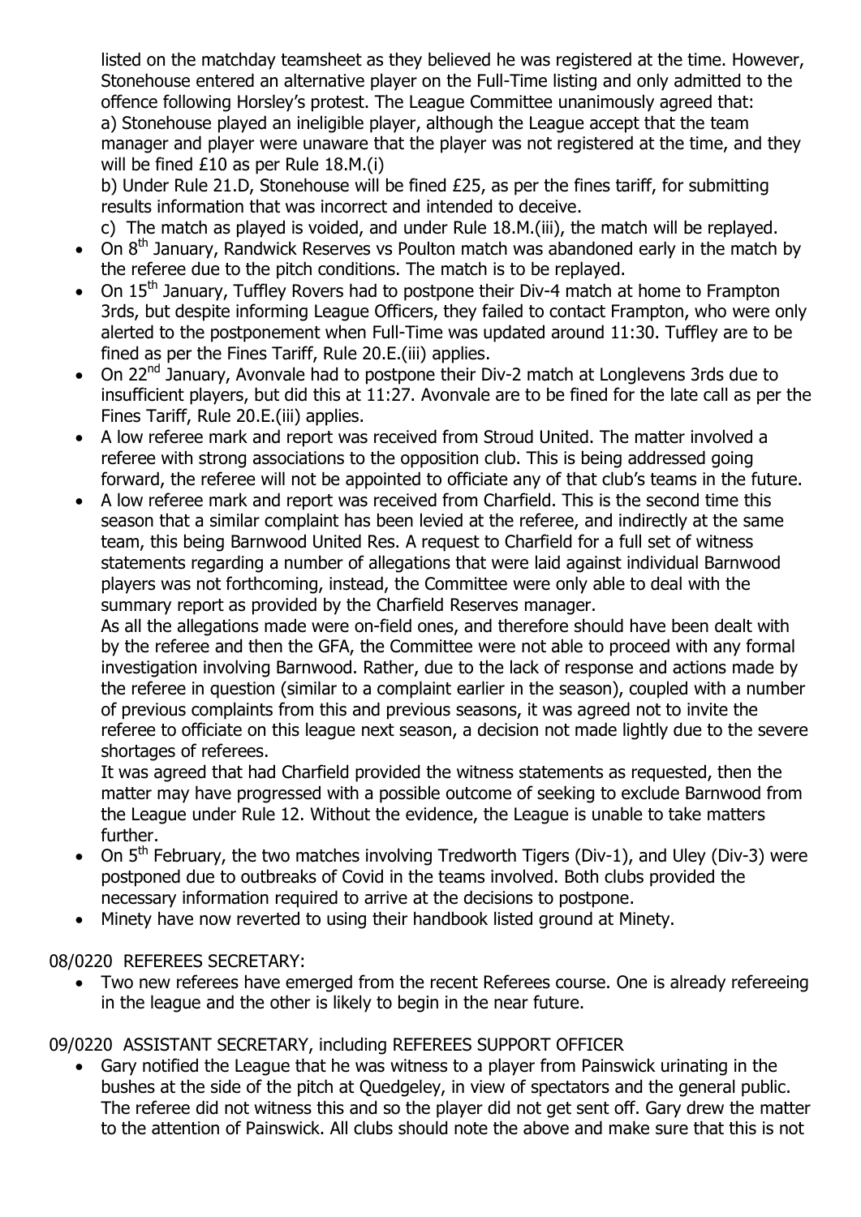listed on the matchday teamsheet as they believed he was registered at the time. However, Stonehouse entered an alternative player on the Full-Time listing and only admitted to the offence following Horsley's protest. The League Committee unanimously agreed that:

a) Stonehouse played an ineligible player, although the League accept that the team manager and player were unaware that the player was not registered at the time, and they will be fined £10 as per Rule 18.M.(i)

b) Under Rule 21.D, Stonehouse will be fined £25, as per the fines tariff, for submitting results information that was incorrect and intended to deceive.

c) The match as played is voided, and under Rule 18.M.(iii), the match will be replayed.

- On 8th January, Randwick Reserves vs Poulton match was abandoned early in the match by the referee due to the pitch conditions. The match is to be replayed.
- On 15th January, Tuffley Rovers had to postpone their Div-4 match at home to Frampton 3rds, but despite informing League Officers, they failed to contact Frampton, who were only alerted to the postponement when Full-Time was updated around 11:30. Tuffley are to be fined as per the Fines Tariff, Rule 20.E.(iii) applies.
- On 22nd January, Avonvale had to postpone their Div-2 match at Longlevens 3rds due to insufficient players, but did this at 11:27. Avonvale are to be fined for the late call as per the Fines Tariff, Rule 20.E.(iii) applies.
- A low referee mark and report was received from Stroud United. The matter involved a referee with strong associations to the opposition club. This is being addressed going forward, the referee will not be appointed to officiate any of that club's teams in the future.
- A low referee mark and report was received from Charfield. This is the second time this season that a similar complaint has been levied at the referee, and indirectly at the same team, this being Barnwood United Res. A request to Charfield for a full set of witness statements regarding a number of allegations that were laid against individual Barnwood players was not forthcoming, instead, the Committee were only able to deal with the summary report as provided by the Charfield Reserves manager.

  As all the allegations made were on-field ones, and therefore should have been dealt with by the referee and then the GFA, the Committee were not able to proceed with any formal investigation involving Barnwood. Rather, due to the lack of response and actions made by the referee in question (similar to a complaint earlier in the season), coupled with a number of previous complaints from this and previous seasons, it was agreed not to invite the referee to officiate on this league next season, a decision not made lightly due to the severe shortages of referees.

  It was agreed that had Charfield provided the witness statements as requested, then the matter may have progressed with a possible outcome of seeking to exclude Barnwood from the League under Rule 12. Without the evidence, the League is unable to take matters further.
- On 5th February, the two matches involving Tredworth Tigers (Div-1), and Uley (Div-3) were postponed due to outbreaks of Covid in the teams involved. Both clubs provided the necessary information required to arrive at the decisions to postpone.
- Minety have now reverted to using their handbook listed ground at Minety.

08/0220 REFEREES SECRETARY:

- Two new referees have emerged from the recent Referees course. One is already refereeing in the league and the other is likely to begin in the near future.

09/0220 ASSISTANT SECRETARY, including REFEREES SUPPORT OFFICER

- Gary notified the League that he was witness to a player from Painswick urinating in the bushes at the side of the pitch at Quedgeley, in view of spectators and the general public. The referee did not witness this and so the player did not get sent off. Gary drew the matter to the attention of Painswick. All clubs should note the above and make sure that this is not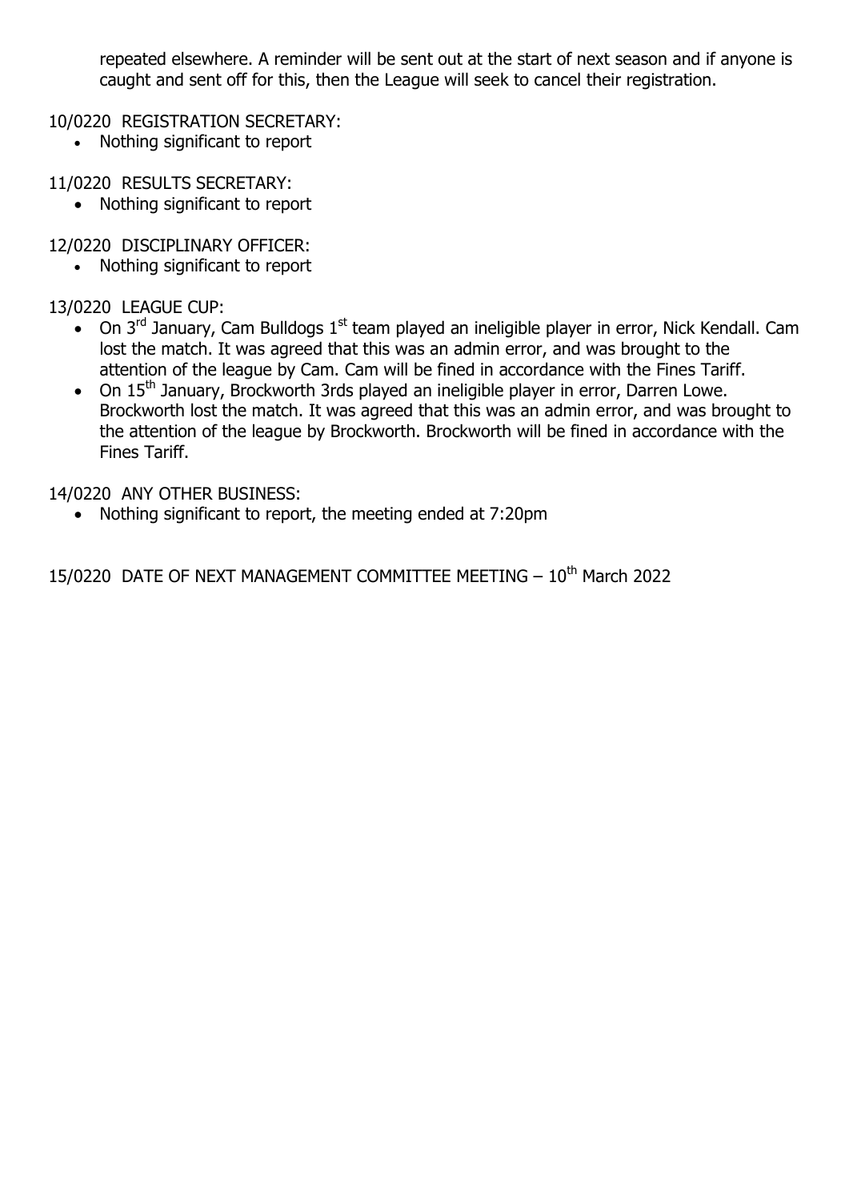repeated elsewhere. A reminder will be sent out at the start of next season and if anyone is caught and sent off for this, then the League will seek to cancel their registration.

10/0220 REGISTRATION SECRETARY:

- Nothing significant to report

11/0220 RESULTS SECRETARY:

- Nothing significant to report

12/0220 DISCIPLINARY OFFICER:

- Nothing significant to report

13/0220 LEAGUE CUP:

- On 3rd January, Cam Bulldogs 1st team played an ineligible player in error, Nick Kendall. Cam lost the match. It was agreed that this was an admin error, and was brought to the attention of the league by Cam. Cam will be fined in accordance with the Fines Tariff.
- On 15th January, Brockworth 3rds played an ineligible player in error, Darren Lowe. Brockworth lost the match. It was agreed that this was an admin error, and was brought to the attention of the league by Brockworth. Brockworth will be fined in accordance with the Fines Tariff.

14/0220 ANY OTHER BUSINESS:

- Nothing significant to report, the meeting ended at 7:20pm

15/0220 DATE OF NEXT MANAGEMENT COMMITTEE MEETING – 10th March 2022